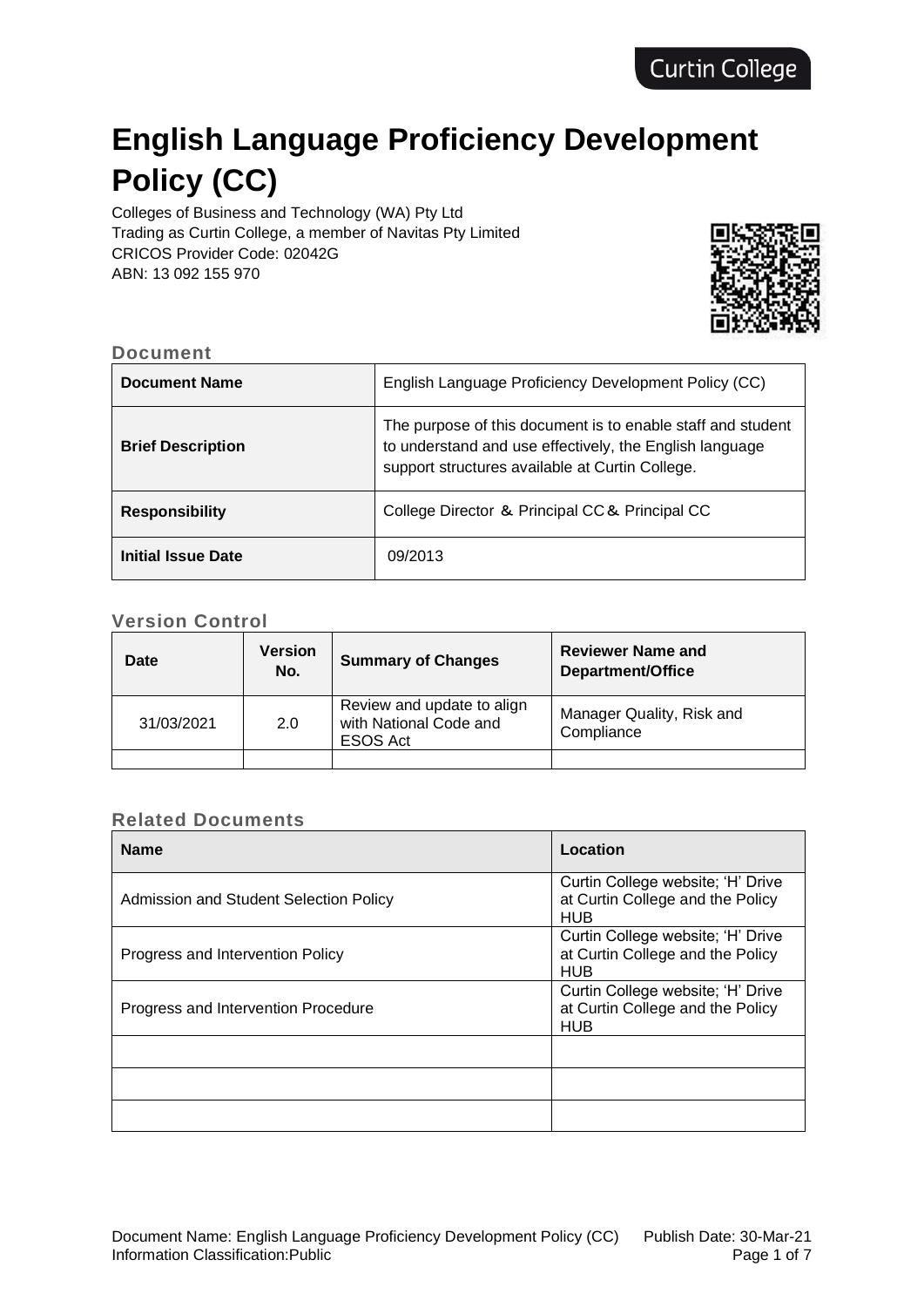# English Language Proficiency Development Policy (CC)

Colleges of Business and Technology (WA) Pty Ltd
Trading as Curtin College, a member of Navitas Pty Limited
CRICOS Provider Code: 02042G
ABN: 13 092 155 970

## Document

| Document Name | English Language Proficiency Development Policy (CC) |
|---|---|
| Brief Description | The purpose of this document is to enable staff and student to understand and use effectively, the English language support structures available at Curtin College. |
| Responsibility | College Director & Principal CC & Principal CC |
| Initial Issue Date | 09/2013 |

## Version Control

| Date | Version No. | Summary of Changes | Reviewer Name and Department/Office |
|---|---|---|---|
| 31/03/2021 | 2.0 | Review and update to align with National Code and ESOS Act | Manager Quality, Risk and Compliance |
| | | | |

## Related Documents

| Name | Location |
|---|---|
| Admission and Student Selection Policy | Curtin College website; 'H' Drive at Curtin College and the Policy HUB |
| Progress and Intervention Policy | Curtin College website; 'H' Drive at Curtin College and the Policy HUB |
| Progress and Intervention Procedure | Curtin College website; 'H' Drive at Curtin College and the Policy HUB |
| | |
| | |
| | |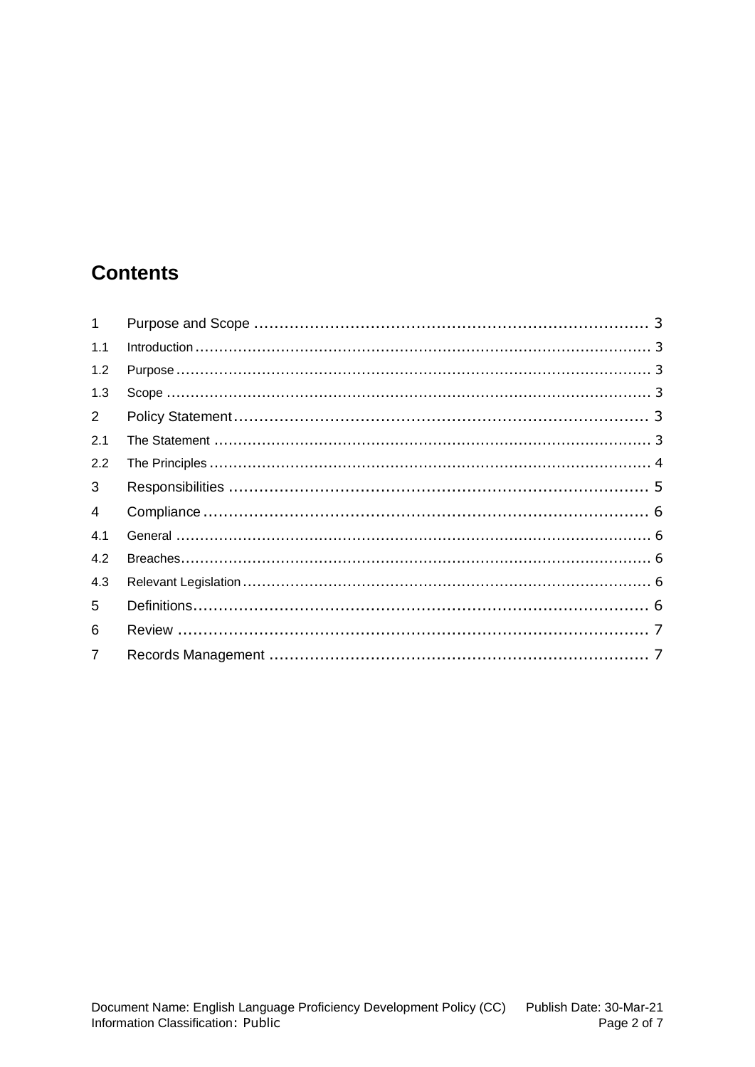## Contents

1 Purpose and Scope .................................................................... 3
1.1 Introduction .................................................................... 3
1.2 Purpose .................................................................... 3
1.3 Scope .................................................................... 3
2 Policy Statement .................................................................... 3
2.1 The Statement .................................................................... 3
2.2 The Principles .................................................................... 4
3 Responsibilities .................................................................... 5
4 Compliance .................................................................... 6
4.1 General .................................................................... 6
4.2 Breaches .................................................................... 6
4.3 Relevant Legislation .................................................................... 6
5 Definitions .................................................................... 6
6 Review .................................................................... 7
7 Records Management .................................................................... 7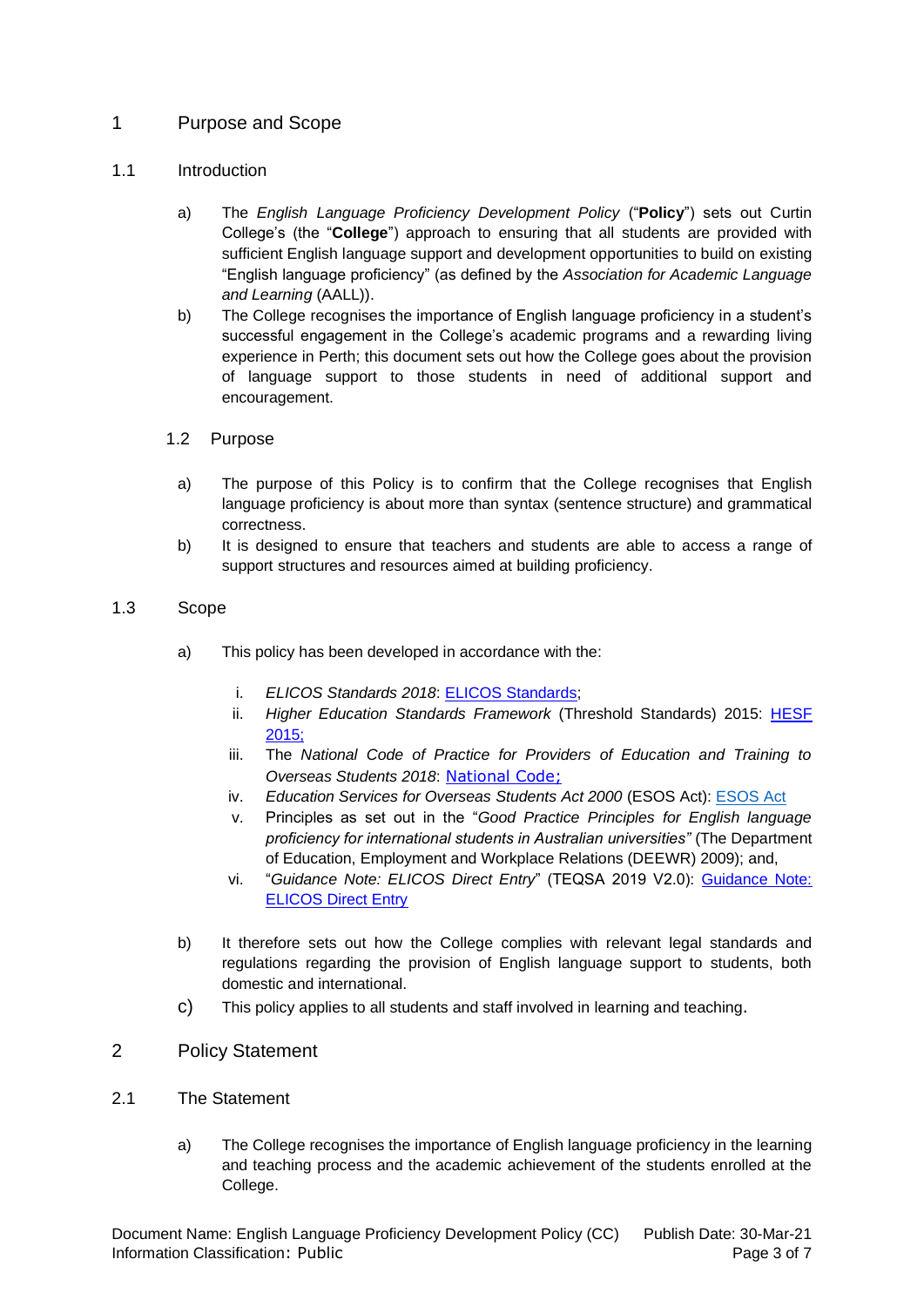# 1 Purpose and Scope

## 1.1 Introduction

a) The *English Language Proficiency Development Policy* ("**Policy**") sets out Curtin College's (the "**College**") approach to ensuring that all students are provided with sufficient English language support and development opportunities to build on existing "English language proficiency" (as defined by the *Association for Academic Language and Learning* (AALL)).

b) The College recognises the importance of English language proficiency in a student's successful engagement in the College's academic programs and a rewarding living experience in Perth; this document sets out how the College goes about the provision of language support to those students in need of additional support and encouragement.

## 1.2 Purpose

a) The purpose of this Policy is to confirm that the College recognises that English language proficiency is about more than syntax (sentence structure) and grammatical correctness.

b) It is designed to ensure that teachers and students are able to access a range of support structures and resources aimed at building proficiency.

## 1.3 Scope

a) This policy has been developed in accordance with the:

   i. *ELICOS Standards 2018*: [ELICOS Standards];
   ii. *Higher Education Standards Framework* (Threshold Standards) 2015: [HESF 2015;]
   iii. The *National Code of Practice for Providers of Education and Training to Overseas Students 2018*: [National Code;]
   iv. *Education Services for Overseas Students Act 2000* (ESOS Act): [ESOS Act]
   v. Principles as set out in the "*Good Practice Principles for English language proficiency for international students in Australian universities"* (The Department of Education, Employment and Workplace Relations (DEEWR) 2009); and,
   vi. "*Guidance Note: ELICOS Direct Entry*" (TEQSA 2019 V2.0): [Guidance Note: ELICOS Direct Entry]

b) It therefore sets out how the College complies with relevant legal standards and regulations regarding the provision of English language support to students, both domestic and international.

c) This policy applies to all students and staff involved in learning and teaching.

# 2 Policy Statement

## 2.1 The Statement

a) The College recognises the importance of English language proficiency in the learning and teaching process and the academic achievement of the students enrolled at the College.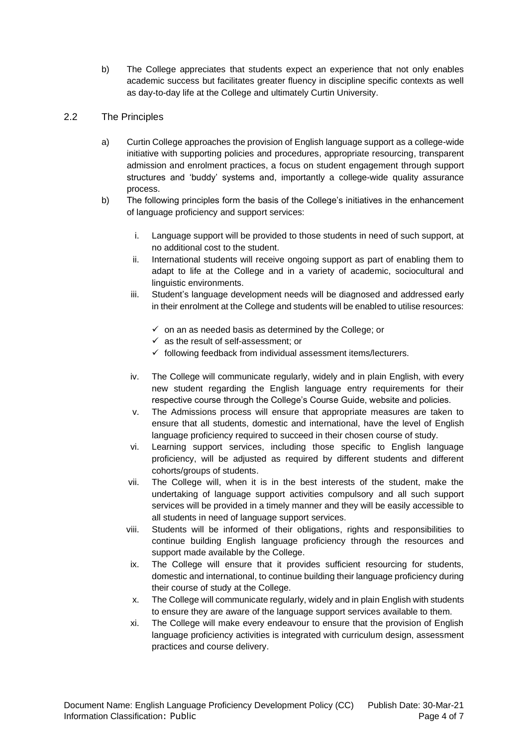b) The College appreciates that students expect an experience that not only enables academic success but facilitates greater fluency in discipline specific contexts as well as day-to-day life at the College and ultimately Curtin University.

## 2.2 The Principles

a) Curtin College approaches the provision of English language support as a college-wide initiative with supporting policies and procedures, appropriate resourcing, transparent admission and enrolment practices, a focus on student engagement through support structures and 'buddy' systems and, importantly a college-wide quality assurance process.

b) The following principles form the basis of the College's initiatives in the enhancement of language proficiency and support services:

   i. Language support will be provided to those students in need of such support, at no additional cost to the student.

   ii. International students will receive ongoing support as part of enabling them to adapt to life at the College and in a variety of academic, sociocultural and linguistic environments.

   iii. Student's language development needs will be diagnosed and addressed early in their enrolment at the College and students will be enabled to utilise resources:

      - ✓ on an as needed basis as determined by the College; or
      - ✓ as the result of self-assessment; or
      - ✓ following feedback from individual assessment items/lecturers.

   iv. The College will communicate regularly, widely and in plain English, with every new student regarding the English language entry requirements for their respective course through the College's Course Guide, website and policies.

   v. The Admissions process will ensure that appropriate measures are taken to ensure that all students, domestic and international, have the level of English language proficiency required to succeed in their chosen course of study.

   vi. Learning support services, including those specific to English language proficiency, will be adjusted as required by different students and different cohorts/groups of students.

   vii. The College will, when it is in the best interests of the student, make the undertaking of language support activities compulsory and all such support services will be provided in a timely manner and they will be easily accessible to all students in need of language support services.

   viii. Students will be informed of their obligations, rights and responsibilities to continue building English language proficiency through the resources and support made available by the College.

   ix. The College will ensure that it provides sufficient resourcing for students, domestic and international, to continue building their language proficiency during their course of study at the College.

   x. The College will communicate regularly, widely and in plain English with students to ensure they are aware of the language support services available to them.

   xi. The College will make every endeavour to ensure that the provision of English language proficiency activities is integrated with curriculum design, assessment practices and course delivery.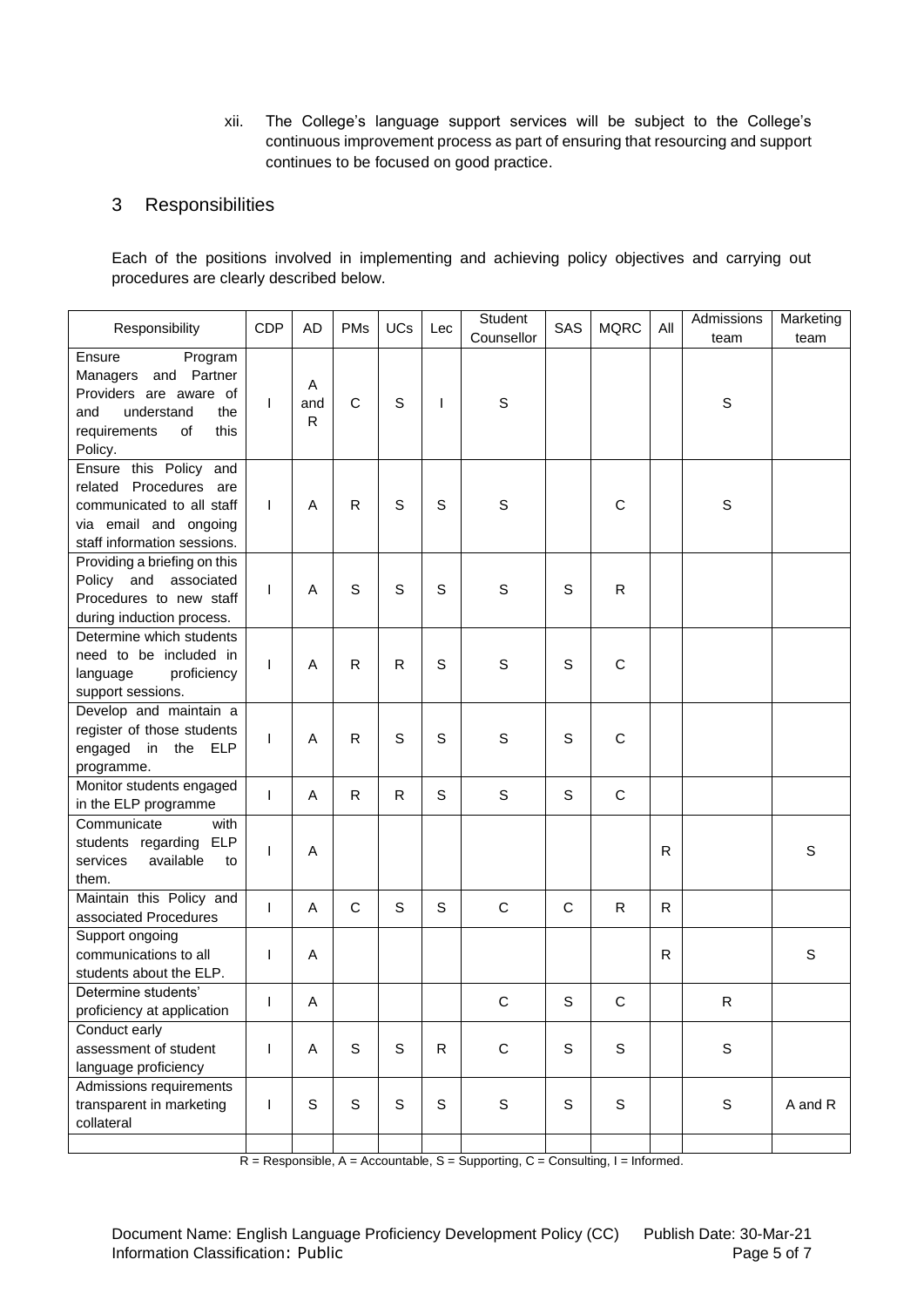xii. The College's language support services will be subject to the College's continuous improvement process as part of ensuring that resourcing and support continues to be focused on good practice.

## 3 Responsibilities

Each of the positions involved in implementing and achieving policy objectives and carrying out procedures are clearly described below.

| Responsibility | CDP | AD | PMs | UCs | Lec | Student Counsellor | SAS | MQRC | All | Admissions team | Marketing team |
|---|---|---|---|---|---|---|---|---|---|---|---|
| Ensure Program Managers and Partner Providers are aware of and understand the requirements of this Policy. | I | A and R | C | S | I | S | | | | S | |
| Ensure this Policy and related Procedures are communicated to all staff via email and ongoing staff information sessions. | I | A | R | S | S | S | | C | | S | |
| Providing a briefing on this Policy and associated Procedures to new staff during induction process. | I | A | S | S | S | S | S | R | | | |
| Determine which students need to be included in language proficiency support sessions. | I | A | R | R | S | S | S | C | | | |
| Develop and maintain a register of those students engaged in the ELP programme. | I | A | R | S | S | S | S | C | | | |
| Monitor students engaged in the ELP programme | I | A | R | R | S | S | S | C | | | |
| Communicate with students regarding ELP services available to them. | I | A | | | | | | | R | | S |
| Maintain this Policy and associated Procedures | I | A | C | S | S | C | C | R | R | | |
| Support ongoing communications to all students about the ELP. | I | A | | | | | | | R | | S |
| Determine students' proficiency at application | I | A | | | | C | S | C | | R | |
| Conduct early assessment of student language proficiency | I | A | S | S | R | C | S | S | | S | |
| Admissions requirements transparent in marketing collateral | I | S | S | S | S | S | S | S | | S | A and R |
| | | | | | | | | | | | |

R = Responsible, A = Accountable, S = Supporting, C = Consulting, I = Informed.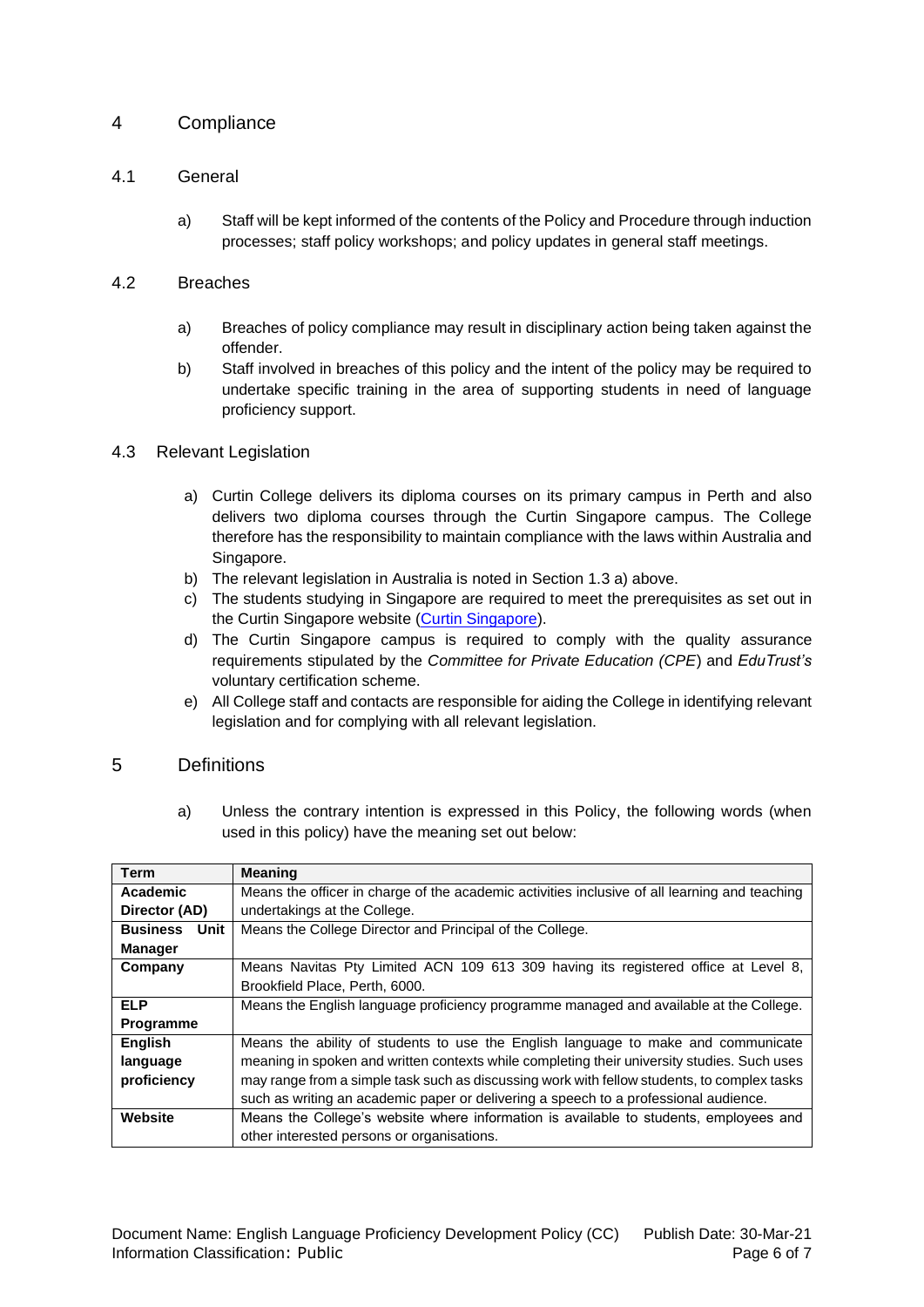# 4 Compliance

## 4.1 General

a) Staff will be kept informed of the contents of the Policy and Procedure through induction processes; staff policy workshops; and policy updates in general staff meetings.

## 4.2 Breaches

a) Breaches of policy compliance may result in disciplinary action being taken against the offender.

b) Staff involved in breaches of this policy and the intent of the policy may be required to undertake specific training in the area of supporting students in need of language proficiency support.

## 4.3 Relevant Legislation

a) Curtin College delivers its diploma courses on its primary campus in Perth and also delivers two diploma courses through the Curtin Singapore campus. The College therefore has the responsibility to maintain compliance with the laws within Australia and Singapore.

b) The relevant legislation in Australia is noted in Section 1.3 a) above.

c) The students studying in Singapore are required to meet the prerequisites as set out in the Curtin Singapore website (Curtin Singapore).

d) The Curtin Singapore campus is required to comply with the quality assurance requirements stipulated by the *Committee for Private Education (CPE*) and *EduTrust's* voluntary certification scheme.

e) All College staff and contacts are responsible for aiding the College in identifying relevant legislation and for complying with all relevant legislation.

# 5 Definitions

a) Unless the contrary intention is expressed in this Policy, the following words (when used in this policy) have the meaning set out below:

| Term | Meaning |
|---|---|
| **Academic Director (AD)** | Means the officer in charge of the academic activities inclusive of all learning and teaching undertakings at the College. |
| **Business Unit Manager** | Means the College Director and Principal of the College. |
| **Company** | Means Navitas Pty Limited ACN 109 613 309 having its registered office at Level 8, Brookfield Place, Perth, 6000. |
| **ELP Programme** | Means the English language proficiency programme managed and available at the College. |
| **English language proficiency** | Means the ability of students to use the English language to make and communicate meaning in spoken and written contexts while completing their university studies. Such uses may range from a simple task such as discussing work with fellow students, to complex tasks such as writing an academic paper or delivering a speech to a professional audience. |
| **Website** | Means the College's website where information is available to students, employees and other interested persons or organisations. |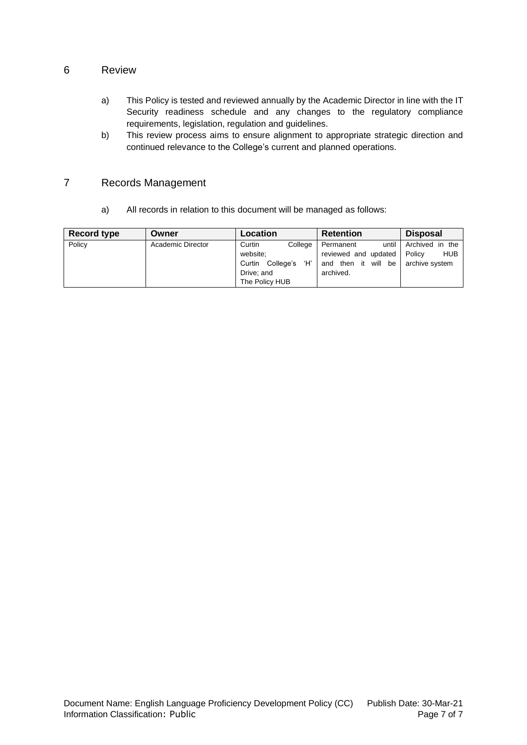## 6 Review

a) This Policy is tested and reviewed annually by the Academic Director in line with the IT Security readiness schedule and any changes to the regulatory compliance requirements, legislation, regulation and guidelines.

b) This review process aims to ensure alignment to appropriate strategic direction and continued relevance to the College's current and planned operations.

## 7 Records Management

a) All records in relation to this document will be managed as follows:

| Record type | Owner | Location | Retention | Disposal |
|---|---|---|---|---|
| Policy | Academic Director | Curtin College website; Curtin College's 'H' Drive; and The Policy HUB | Permanent until reviewed and updated and then it will be archived. | Archived in the Policy HUB archive system |